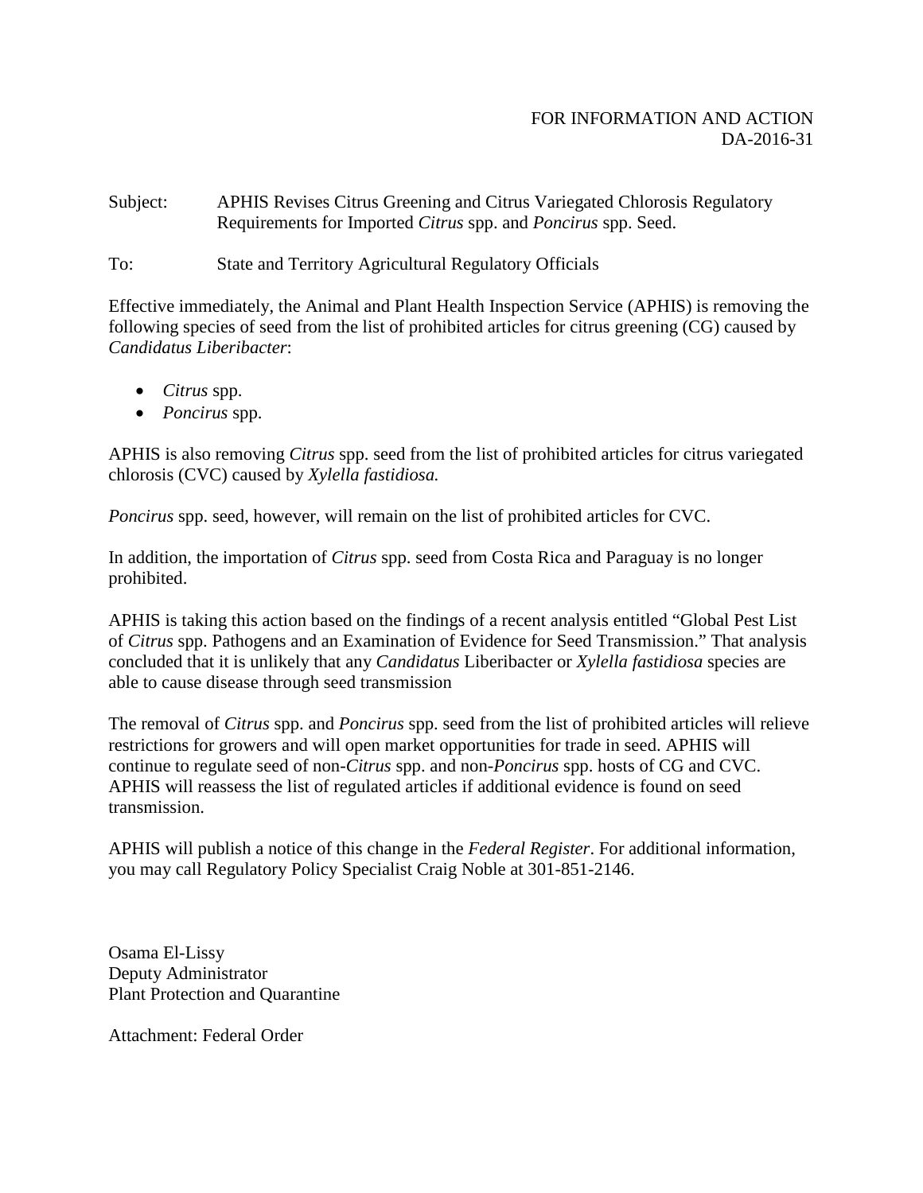FOR INFORMATION AND ACTION
DA-2016-31

Subject: APHIS Revises Citrus Greening and Citrus Variegated Chlorosis Regulatory Requirements for Imported *Citrus* spp. and *Poncirus* spp. Seed.

To: State and Territory Agricultural Regulatory Officials

Effective immediately, the Animal and Plant Health Inspection Service (APHIS) is removing the following species of seed from the list of prohibited articles for citrus greening (CG) caused by *Candidatus Liberibacter*:

- *Citrus* spp.
- *Poncirus* spp.

APHIS is also removing *Citrus* spp. seed from the list of prohibited articles for citrus variegated chlorosis (CVC) caused by *Xylella fastidiosa.*

*Poncirus* spp. seed, however, will remain on the list of prohibited articles for CVC.

In addition, the importation of *Citrus* spp. seed from Costa Rica and Paraguay is no longer prohibited.

APHIS is taking this action based on the findings of a recent analysis entitled "Global Pest List of *Citrus* spp. Pathogens and an Examination of Evidence for Seed Transmission." That analysis concluded that it is unlikely that any *Candidatus* Liberibacter or *Xylella fastidiosa* species are able to cause disease through seed transmission

The removal of *Citrus* spp. and *Poncirus* spp. seed from the list of prohibited articles will relieve restrictions for growers and will open market opportunities for trade in seed. APHIS will continue to regulate seed of non-*Citrus* spp. and non-*Poncirus* spp. hosts of CG and CVC. APHIS will reassess the list of regulated articles if additional evidence is found on seed transmission.

APHIS will publish a notice of this change in the *Federal Register*. For additional information, you may call Regulatory Policy Specialist Craig Noble at 301-851-2146.

Osama El-Lissy
Deputy Administrator
Plant Protection and Quarantine

Attachment: Federal Order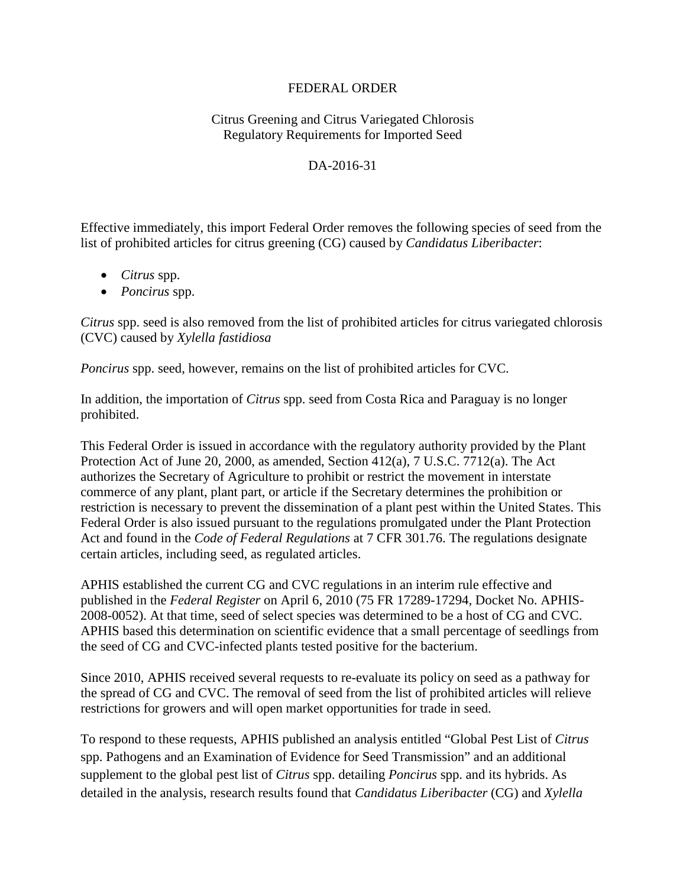FEDERAL ORDER

Citrus Greening and Citrus Variegated Chlorosis
Regulatory Requirements for Imported Seed

DA-2016-31

Effective immediately, this import Federal Order removes the following species of seed from the list of prohibited articles for citrus greening (CG) caused by *Candidatus Liberibacter*:

- *Citrus* spp.
- *Poncirus* spp.

*Citrus* spp. seed is also removed from the list of prohibited articles for citrus variegated chlorosis (CVC) caused by *Xylella fastidiosa*

*Poncirus* spp. seed, however, remains on the list of prohibited articles for CVC.

In addition, the importation of *Citrus* spp. seed from Costa Rica and Paraguay is no longer prohibited.

This Federal Order is issued in accordance with the regulatory authority provided by the Plant Protection Act of June 20, 2000, as amended, Section 412(a), 7 U.S.C. 7712(a). The Act authorizes the Secretary of Agriculture to prohibit or restrict the movement in interstate commerce of any plant, plant part, or article if the Secretary determines the prohibition or restriction is necessary to prevent the dissemination of a plant pest within the United States. This Federal Order is also issued pursuant to the regulations promulgated under the Plant Protection Act and found in the *Code of Federal Regulations* at 7 CFR 301.76. The regulations designate certain articles, including seed, as regulated articles.

APHIS established the current CG and CVC regulations in an interim rule effective and published in the *Federal Register* on April 6, 2010 (75 FR 17289-17294, Docket No. APHIS-2008-0052). At that time, seed of select species was determined to be a host of CG and CVC. APHIS based this determination on scientific evidence that a small percentage of seedlings from the seed of CG and CVC-infected plants tested positive for the bacterium.

Since 2010, APHIS received several requests to re-evaluate its policy on seed as a pathway for the spread of CG and CVC. The removal of seed from the list of prohibited articles will relieve restrictions for growers and will open market opportunities for trade in seed.

To respond to these requests, APHIS published an analysis entitled "Global Pest List of *Citrus* spp. Pathogens and an Examination of Evidence for Seed Transmission" and an additional supplement to the global pest list of *Citrus* spp. detailing *Poncirus* spp. and its hybrids. As detailed in the analysis, research results found that *Candidatus Liberibacter* (CG) and *Xylella*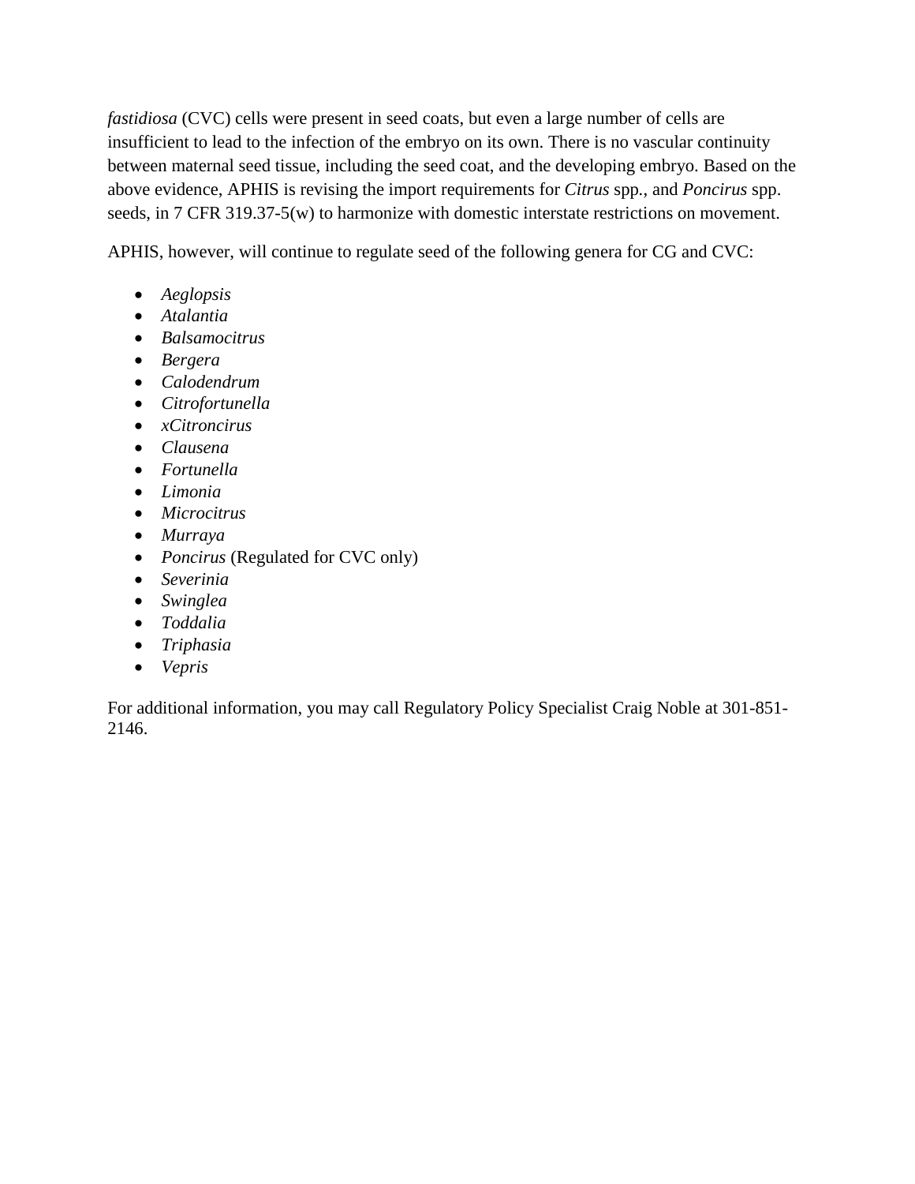*fastidiosa* (CVC) cells were present in seed coats, but even a large number of cells are insufficient to lead to the infection of the embryo on its own. There is no vascular continuity between maternal seed tissue, including the seed coat, and the developing embryo. Based on the above evidence, APHIS is revising the import requirements for *Citrus* spp., and *Poncirus* spp. seeds, in 7 CFR 319.37-5(w) to harmonize with domestic interstate restrictions on movement.

APHIS, however, will continue to regulate seed of the following genera for CG and CVC:

- *Aeglopsis*
- *Atalantia*
- *Balsamocitrus*
- *Bergera*
- *Calodendrum*
- *Citrofortunella*
- *xCitroncirus*
- *Clausena*
- *Fortunella*
- *Limonia*
- *Microcitrus*
- *Murraya*
- *Poncirus* (Regulated for CVC only)
- *Severinia*
- *Swinglea*
- *Toddalia*
- *Triphasia*
- *Vepris*

For additional information, you may call Regulatory Policy Specialist Craig Noble at 301-851-2146.